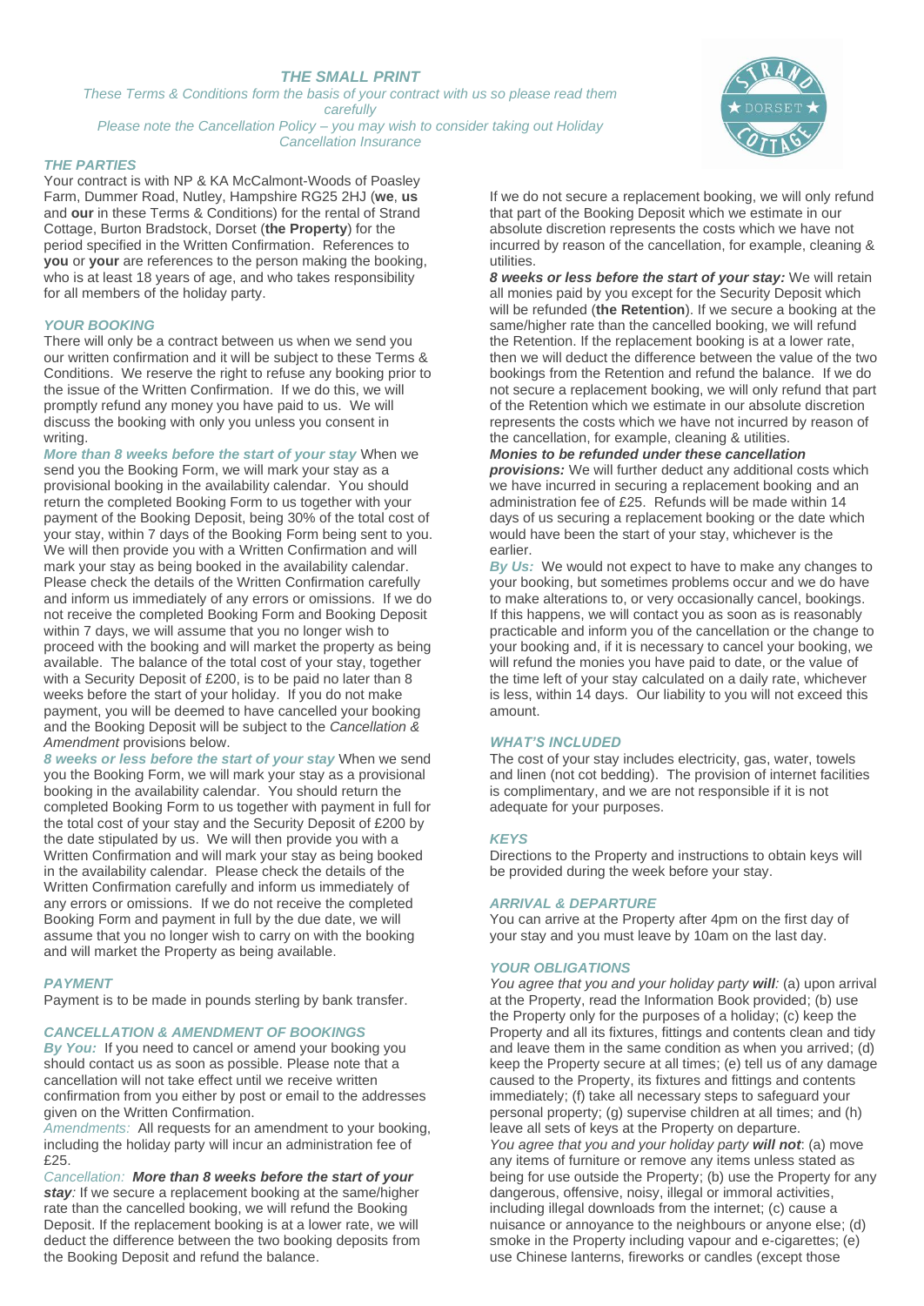# THE SMALL PRINT

*These Terms & Conditions form the basis of your contract with us so please read them carefully*

*Please note the Cancellation Policy – you may wish to consider taking out Holiday Cancellation Insurance*

## THE PARTIES

Your contract is with NP & KA McCalmont-Woods of Poasley Farm, Dummer Road, Nutley, Hampshire RG25 2HJ (**we**, **us** and **our** in these Terms & Conditions) for the rental of Strand Cottage, Burton Bradstock, Dorset (**the Property**) for the period specified in the Written Confirmation. References to **you** or **your** are references to the person making the booking, who is at least 18 years of age, and who takes responsibility for all members of the holiday party.

## YOUR BOOKING

There will only be a contract between us when we send you our written confirmation and it will be subject to these Terms & Conditions. We reserve the right to refuse any booking prior to the issue of the Written Confirmation. If we do this, we will promptly refund any money you have paid to us. We will discuss the booking with only you unless you consent in writing.

***More than 8 weeks before the start of your stay*** When we send you the Booking Form, we will mark your stay as a provisional booking in the availability calendar. You should return the completed Booking Form to us together with your payment of the Booking Deposit, being 30% of the total cost of your stay, within 7 days of the Booking Form being sent to you. We will then provide you with a Written Confirmation and will mark your stay as being booked in the availability calendar. Please check the details of the Written Confirmation carefully and inform us immediately of any errors or omissions. If we do not receive the completed Booking Form and Booking Deposit within 7 days, we will assume that you no longer wish to proceed with the booking and will market the property as being available. The balance of the total cost of your stay, together with a Security Deposit of £200, is to be paid no later than 8 weeks before the start of your holiday. If you do not make payment, you will be deemed to have cancelled your booking and the Booking Deposit will be subject to the *Cancellation & Amendment* provisions below.

***8 weeks or less before the start of your stay*** When we send you the Booking Form, we will mark your stay as a provisional booking in the availability calendar. You should return the completed Booking Form to us together with payment in full for the total cost of your stay and the Security Deposit of £200 by the date stipulated by us. We will then provide you with a Written Confirmation and will mark your stay as being booked in the availability calendar. Please check the details of the Written Confirmation carefully and inform us immediately of any errors or omissions. If we do not receive the completed Booking Form and payment in full by the due date, we will assume that you no longer wish to carry on with the booking and will market the Property as being available.

## PAYMENT

Payment is to be made in pounds sterling by bank transfer.

## CANCELLATION & AMENDMENT OF BOOKINGS

***By You:*** If you need to cancel or amend your booking you should contact us as soon as possible. Please note that a cancellation will not take effect until we receive written confirmation from you either by post or email to the addresses given on the Written Confirmation.

*Amendments:* All requests for an amendment to your booking, including the holiday party will incur an administration fee of £25.

*Cancellation:* ***More than 8 weeks before the start of your stay****:* If we secure a replacement booking at the same/higher rate than the cancelled booking, we will refund the Booking Deposit. If the replacement booking is at a lower rate, we will deduct the difference between the two booking deposits from the Booking Deposit and refund the balance.

If we do not secure a replacement booking, we will only refund that part of the Booking Deposit which we estimate in our absolute discretion represents the costs which we have not incurred by reason of the cancellation, for example, cleaning & utilities.

***8 weeks or less before the start of your stay:*** We will retain all monies paid by you except for the Security Deposit which will be refunded (**the Retention**). If we secure a booking at the same/higher rate than the cancelled booking, we will refund the Retention. If the replacement booking is at a lower rate, then we will deduct the difference between the value of the two bookings from the Retention and refund the balance. If we do not secure a replacement booking, we will only refund that part of the Retention which we estimate in our absolute discretion represents the costs which we have not incurred by reason of the cancellation, for example, cleaning & utilities.

***Monies to be refunded under these cancellation provisions:*** We will further deduct any additional costs which we have incurred in securing a replacement booking and an administration fee of £25. Refunds will be made within 14 days of us securing a replacement booking or the date which would have been the start of your stay, whichever is the earlier.

***By Us:*** We would not expect to have to make any changes to your booking, but sometimes problems occur and we do have to make alterations to, or very occasionally cancel, bookings. If this happens, we will contact you as soon as is reasonably practicable and inform you of the cancellation or the change to your booking and, if it is necessary to cancel your booking, we will refund the monies you have paid to date, or the value of the time left of your stay calculated on a daily rate, whichever is less, within 14 days. Our liability to you will not exceed this amount.

## WHAT'S INCLUDED

The cost of your stay includes electricity, gas, water, towels and linen (not cot bedding). The provision of internet facilities is complimentary, and we are not responsible if it is not adequate for your purposes.

## KEYS

Directions to the Property and instructions to obtain keys will be provided during the week before your stay.

## ARRIVAL & DEPARTURE

You can arrive at the Property after 4pm on the first day of your stay and you must leave by 10am on the last day.

## YOUR OBLIGATIONS

*You agree that you and your holiday party **will**:* (a) upon arrival at the Property, read the Information Book provided; (b) use the Property only for the purposes of a holiday; (c) keep the Property and all its fixtures, fittings and contents clean and tidy and leave them in the same condition as when you arrived; (d) keep the Property secure at all times; (e) tell us of any damage caused to the Property, its fixtures and fittings and contents immediately; (f) take all necessary steps to safeguard your personal property; (g) supervise children at all times; and (h) leave all sets of keys at the Property on departure.

*You agree that you and your holiday party **will not***: (a) move any items of furniture or remove any items unless stated as being for use outside the Property; (b) use the Property for any dangerous, offensive, noisy, illegal or immoral activities, including illegal downloads from the internet; (c) cause a nuisance or annoyance to the neighbours or anyone else; (d) smoke in the Property including vapour and e-cigarettes; (e) use Chinese lanterns, fireworks or candles (except those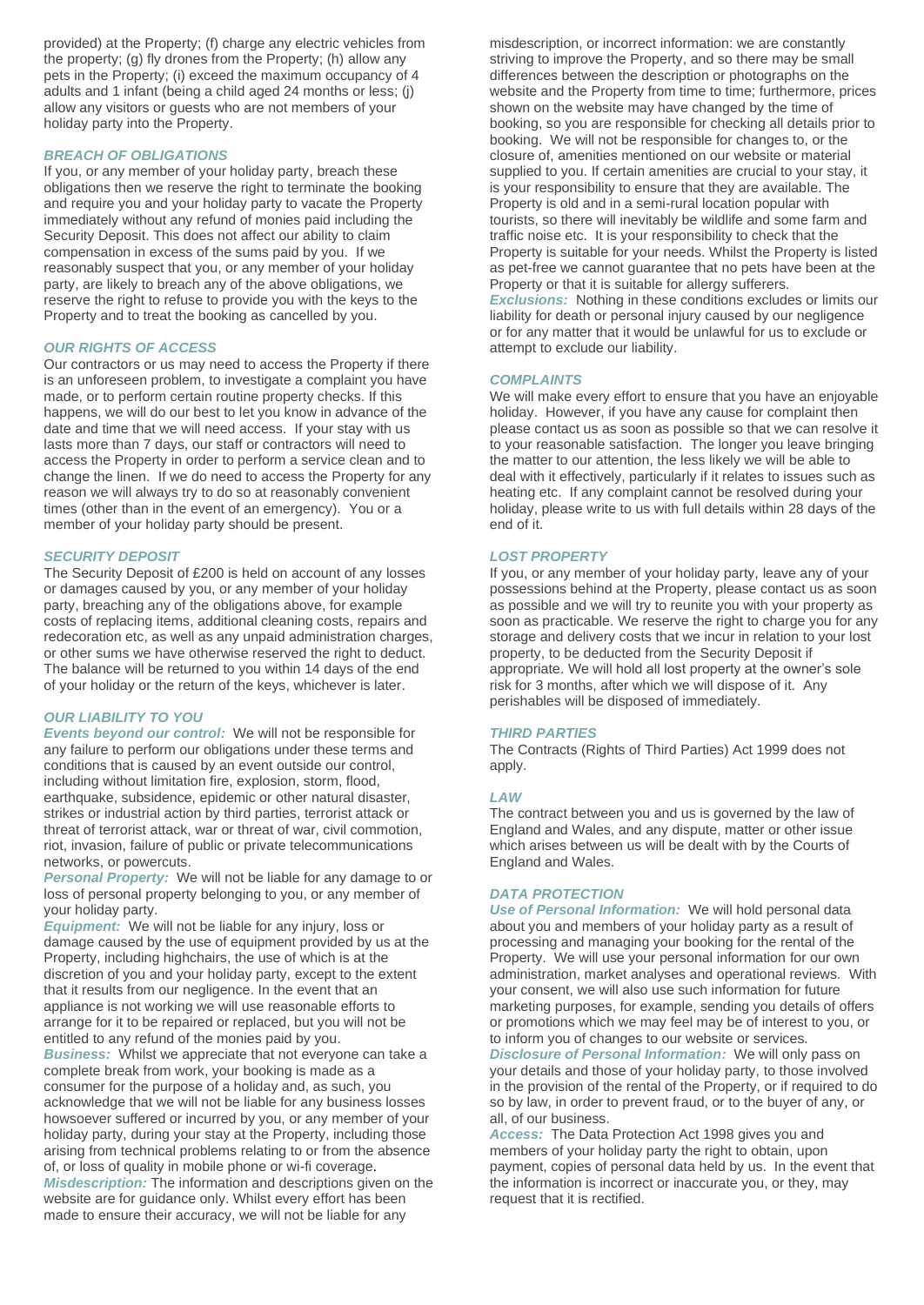provided) at the Property; (f) charge any electric vehicles from the property; (g) fly drones from the Property; (h) allow any pets in the Property; (i) exceed the maximum occupancy of 4 adults and 1 infant (being a child aged 24 months or less; (j) allow any visitors or guests who are not members of your holiday party into the Property.

### *BREACH OF OBLIGATIONS*

If you, or any member of your holiday party, breach these obligations then we reserve the right to terminate the booking and require you and your holiday party to vacate the Property immediately without any refund of monies paid including the Security Deposit. This does not affect our ability to claim compensation in excess of the sums paid by you. If we reasonably suspect that you, or any member of your holiday party, are likely to breach any of the above obligations, we reserve the right to refuse to provide you with the keys to the Property and to treat the booking as cancelled by you.

### *OUR RIGHTS OF ACCESS*

Our contractors or us may need to access the Property if there is an unforeseen problem, to investigate a complaint you have made, or to perform certain routine property checks. If this happens, we will do our best to let you know in advance of the date and time that we will need access. If your stay with us lasts more than 7 days, our staff or contractors will need to access the Property in order to perform a service clean and to change the linen. If we do need to access the Property for any reason we will always try to do so at reasonably convenient times (other than in the event of an emergency). You or a member of your holiday party should be present.

### *SECURITY DEPOSIT*

The Security Deposit of £200 is held on account of any losses or damages caused by you, or any member of your holiday party, breaching any of the obligations above, for example costs of replacing items, additional cleaning costs, repairs and redecoration etc, as well as any unpaid administration charges, or other sums we have otherwise reserved the right to deduct. The balance will be returned to you within 14 days of the end of your holiday or the return of the keys, whichever is later.

### *OUR LIABILITY TO YOU*

***Events beyond our control:*** We will not be responsible for any failure to perform our obligations under these terms and conditions that is caused by an event outside our control, including without limitation fire, explosion, storm, flood, earthquake, subsidence, epidemic or other natural disaster, strikes or industrial action by third parties, terrorist attack or threat of terrorist attack, war or threat of war, civil commotion, riot, invasion, failure of public or private telecommunications networks, or powercuts.

***Personal Property:*** We will not be liable for any damage to or loss of personal property belonging to you, or any member of your holiday party.

***Equipment:*** We will not be liable for any injury, loss or damage caused by the use of equipment provided by us at the Property, including highchairs, the use of which is at the discretion of you and your holiday party, except to the extent that it results from our negligence. In the event that an appliance is not working we will use reasonable efforts to arrange for it to be repaired or replaced, but you will not be entitled to any refund of the monies paid by you.

***Business:*** Whilst we appreciate that not everyone can take a complete break from work, your booking is made as a consumer for the purpose of a holiday and, as such, you acknowledge that we will not be liable for any business losses howsoever suffered or incurred by you, or any member of your holiday party, during your stay at the Property, including those arising from technical problems relating to or from the absence of, or loss of quality in mobile phone or wi-fi coverage.

***Misdescription:*** The information and descriptions given on the website are for guidance only. Whilst every effort has been made to ensure their accuracy, we will not be liable for any misdescription, or incorrect information: we are constantly striving to improve the Property, and so there may be small differences between the description or photographs on the website and the Property from time to time; furthermore, prices shown on the website may have changed by the time of booking, so you are responsible for checking all details prior to booking. We will not be responsible for changes to, or the closure of, amenities mentioned on our website or material supplied to you. If certain amenities are crucial to your stay, it is your responsibility to ensure that they are available. The Property is old and in a semi-rural location popular with tourists, so there will inevitably be wildlife and some farm and traffic noise etc. It is your responsibility to check that the Property is suitable for your needs. Whilst the Property is listed as pet-free we cannot guarantee that no pets have been at the Property or that it is suitable for allergy sufferers.

***Exclusions:*** Nothing in these conditions excludes or limits our liability for death or personal injury caused by our negligence or for any matter that it would be unlawful for us to exclude or attempt to exclude our liability.

### *COMPLAINTS*

We will make every effort to ensure that you have an enjoyable holiday. However, if you have any cause for complaint then please contact us as soon as possible so that we can resolve it to your reasonable satisfaction. The longer you leave bringing the matter to our attention, the less likely we will be able to deal with it effectively, particularly if it relates to issues such as heating etc. If any complaint cannot be resolved during your holiday, please write to us with full details within 28 days of the end of it.

### *LOST PROPERTY*

If you, or any member of your holiday party, leave any of your possessions behind at the Property, please contact us as soon as possible and we will try to reunite you with your property as soon as practicable. We reserve the right to charge you for any storage and delivery costs that we incur in relation to your lost property, to be deducted from the Security Deposit if appropriate. We will hold all lost property at the owner's sole risk for 3 months, after which we will dispose of it. Any perishables will be disposed of immediately.

### *THIRD PARTIES*

The Contracts (Rights of Third Parties) Act 1999 does not apply.

### *LAW*

The contract between you and us is governed by the law of England and Wales, and any dispute, matter or other issue which arises between us will be dealt with by the Courts of England and Wales.

### *DATA PROTECTION*

***Use of Personal Information:*** We will hold personal data about you and members of your holiday party as a result of processing and managing your booking for the rental of the Property. We will use your personal information for our own administration, market analyses and operational reviews. With your consent, we will also use such information for future marketing purposes, for example, sending you details of offers or promotions which we may feel may be of interest to you, or to inform you of changes to our website or services.

***Disclosure of Personal Information:*** We will only pass on your details and those of your holiday party, to those involved in the provision of the rental of the Property, or if required to do so by law, in order to prevent fraud, or to the buyer of any, or all, of our business.

***Access:*** The Data Protection Act 1998 gives you and members of your holiday party the right to obtain, upon payment, copies of personal data held by us. In the event that the information is incorrect or inaccurate you, or they, may request that it is rectified.